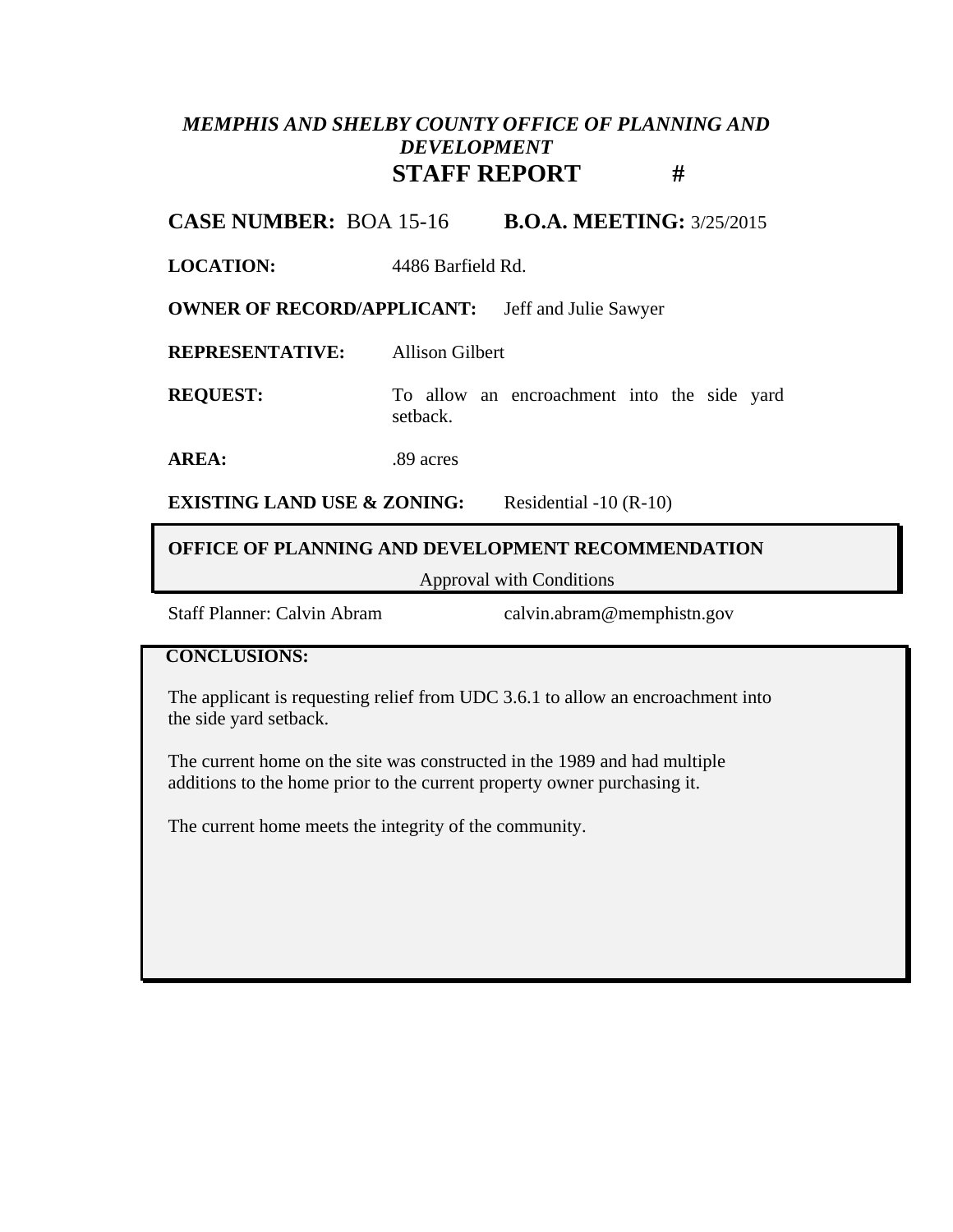***MEMPHIS AND SHELBY COUNTY OFFICE OF PLANNING AND DEVELOPMENT***

# STAFF REPORT #

**CASE NUMBER:** BOA 15-16 **B.O.A. MEETING:** 3/25/2015

**LOCATION:** 4486 Barfield Rd.

**OWNER OF RECORD/APPLICANT:** Jeff and Julie Sawyer

**REPRESENTATIVE:** Allison Gilbert

**REQUEST:** To allow an encroachment into the side yard setback.

**AREA:** .89 acres

**EXISTING LAND USE & ZONING:** Residential -10 (R-10)

**OFFICE OF PLANNING AND DEVELOPMENT RECOMMENDATION**

Approval with Conditions

Staff Planner: Calvin Abram calvin.abram@memphistn.gov

**CONCLUSIONS:**

The applicant is requesting relief from UDC 3.6.1 to allow an encroachment into the side yard setback.

The current home on the site was constructed in the 1989 and had multiple additions to the home prior to the current property owner purchasing it.

The current home meets the integrity of the community.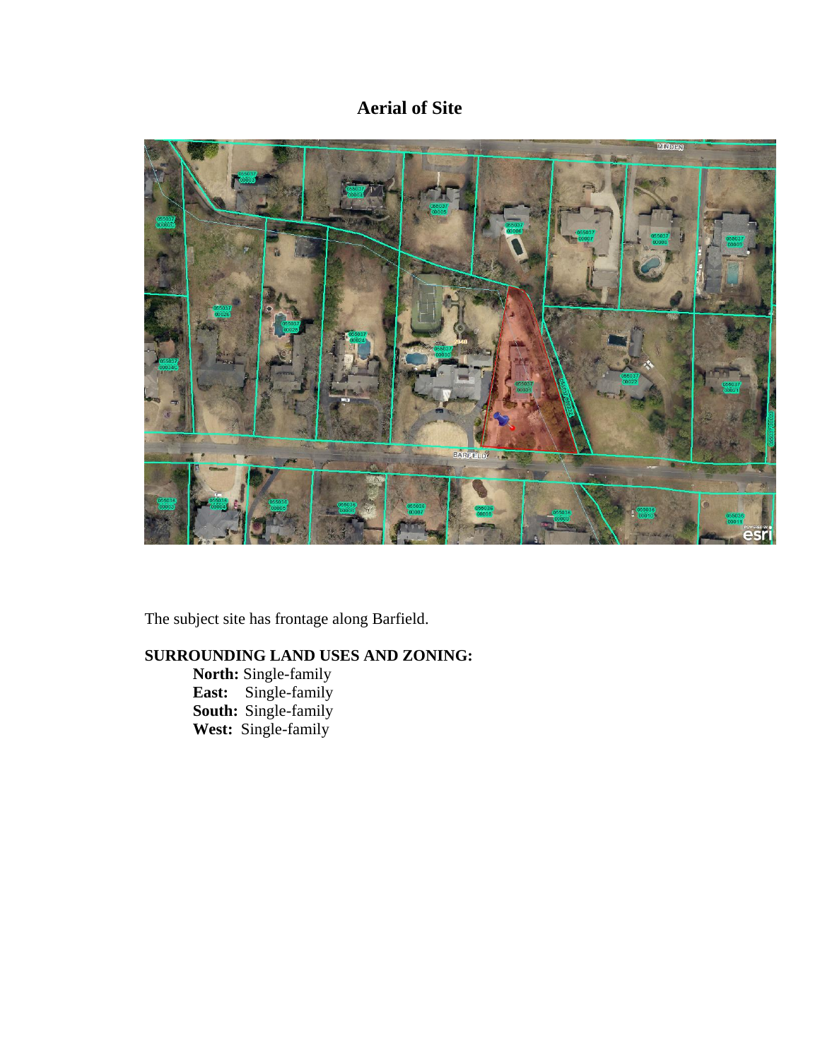# Aerial of Site

The subject site has frontage along Barfield.

**SURROUNDING LAND USES AND ZONING:**

**North:** Single-family
**East:** Single-family
**South:** Single-family
**West:** Single-family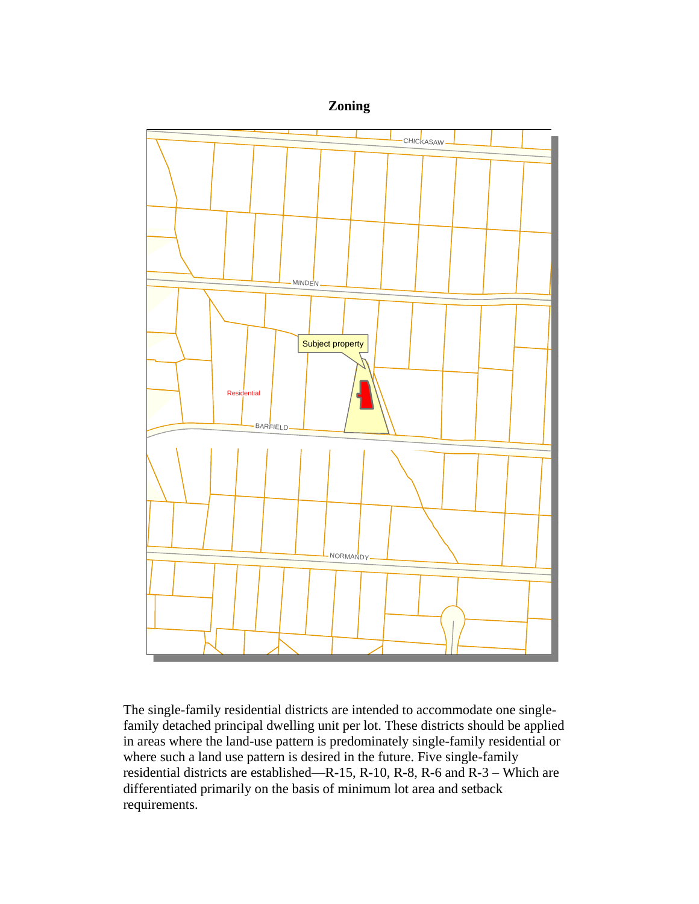**Zoning**

The single-family residential districts are intended to accommodate one single-family detached principal dwelling unit per lot. These districts should be applied in areas where the land-use pattern is predominately single-family residential or where such a land use pattern is desired in the future. Five single-family residential districts are established—R-15, R-10, R-8, R-6 and R-3 – Which are differentiated primarily on the basis of minimum lot area and setback requirements.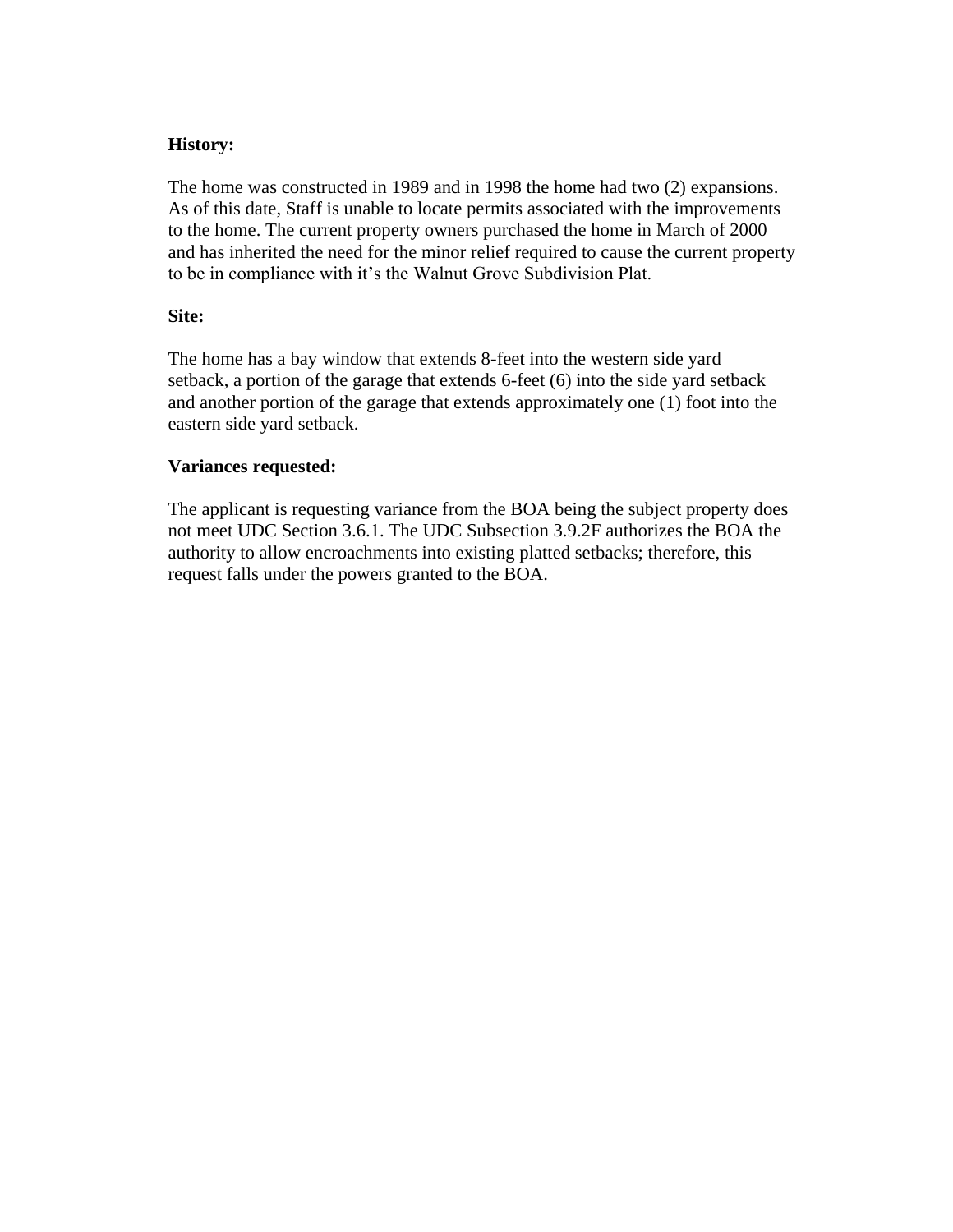**History:**

The home was constructed in 1989 and in 1998 the home had two (2) expansions. As of this date, Staff is unable to locate permits associated with the improvements to the home. The current property owners purchased the home in March of 2000 and has inherited the need for the minor relief required to cause the current property to be in compliance with it's the Walnut Grove Subdivision Plat.

**Site:**

The home has a bay window that extends 8-feet into the western side yard setback, a portion of the garage that extends 6-feet (6) into the side yard setback and another portion of the garage that extends approximately one (1) foot into the eastern side yard setback.

**Variances requested:**

The applicant is requesting variance from the BOA being the subject property does not meet UDC Section 3.6.1. The UDC Subsection 3.9.2F authorizes the BOA the authority to allow encroachments into existing platted setbacks; therefore, this request falls under the powers granted to the BOA.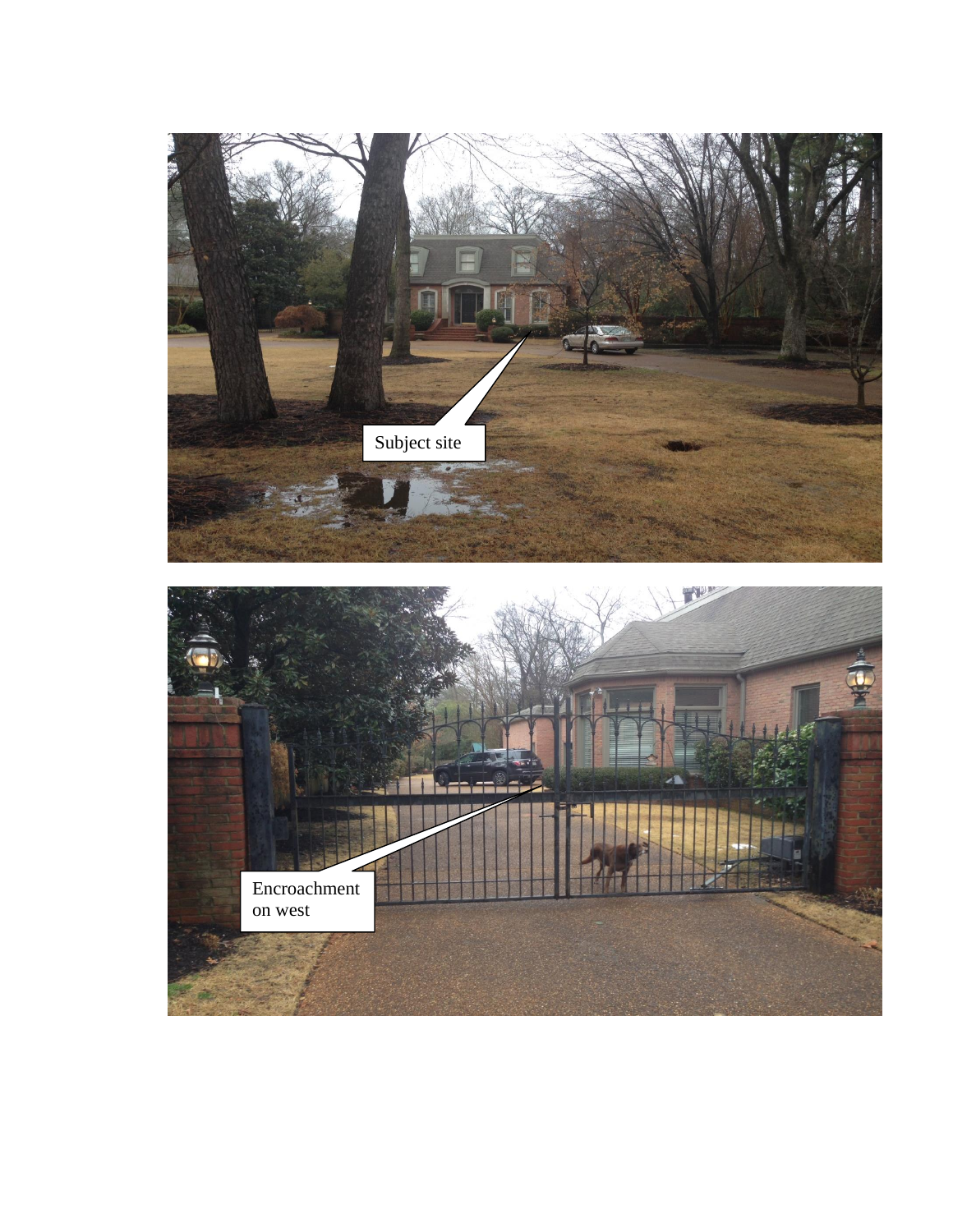Subject site

Encroachment on west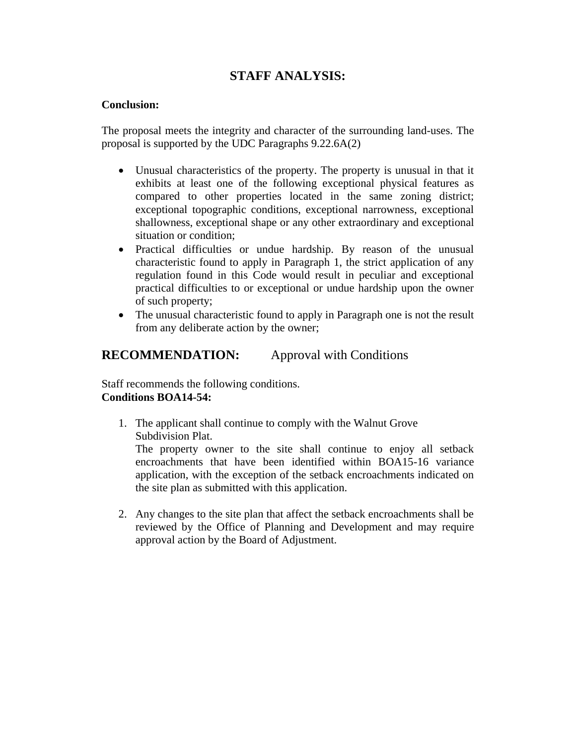# STAFF ANALYSIS:

**Conclusion:**

The proposal meets the integrity and character of the surrounding land-uses. The proposal is supported by the UDC Paragraphs 9.22.6A(2)

- Unusual characteristics of the property. The property is unusual in that it exhibits at least one of the following exceptional physical features as compared to other properties located in the same zoning district; exceptional topographic conditions, exceptional narrowness, exceptional shallowness, exceptional shape or any other extraordinary and exceptional situation or condition;
- Practical difficulties or undue hardship. By reason of the unusual characteristic found to apply in Paragraph 1, the strict application of any regulation found in this Code would result in peculiar and exceptional practical difficulties to or exceptional or undue hardship upon the owner of such property;
- The unusual characteristic found to apply in Paragraph one is not the result from any deliberate action by the owner;

## RECOMMENDATION: Approval with Conditions

Staff recommends the following conditions.
**Conditions BOA14-54:**

1. The applicant shall continue to comply with the Walnut Grove Subdivision Plat.
   The property owner to the site shall continue to enjoy all setback encroachments that have been identified within BOA15-16 variance application, with the exception of the setback encroachments indicated on the site plan as submitted with this application.

2. Any changes to the site plan that affect the setback encroachments shall be reviewed by the Office of Planning and Development and may require approval action by the Board of Adjustment.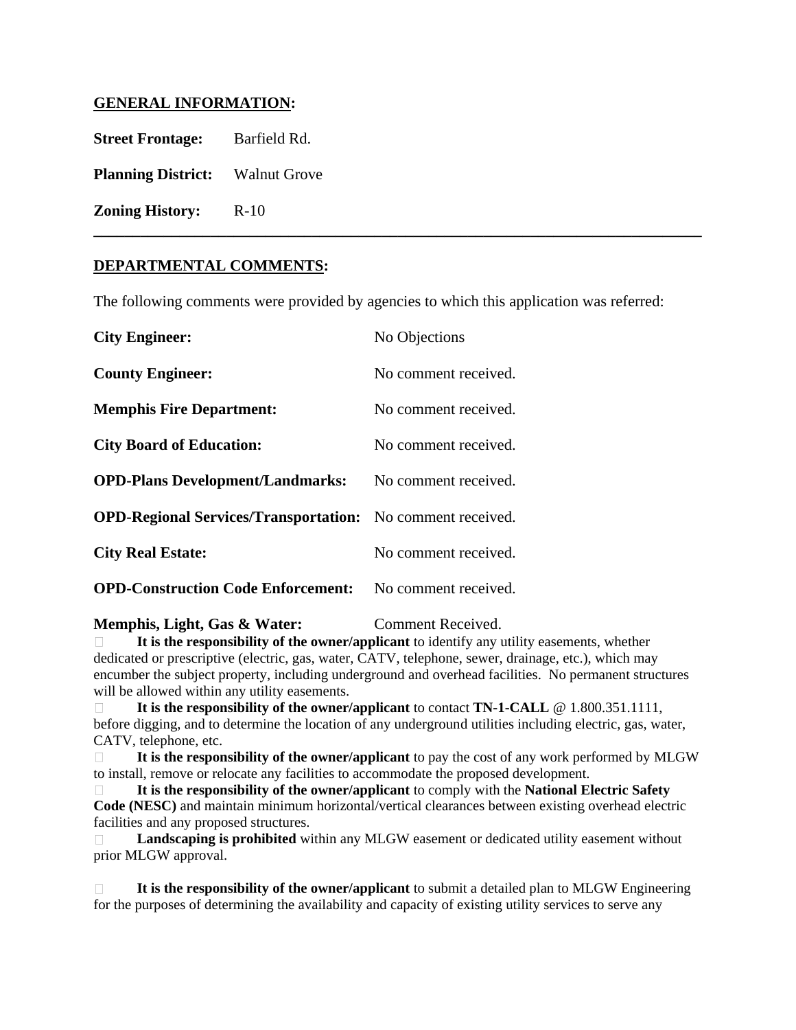## GENERAL INFORMATION:

**Street Frontage:** Barfield Rd.

**Planning District:** Walnut Grove

**Zoning History:** R-10

---

## DEPARTMENTAL COMMENTS:

The following comments were provided by agencies to which this application was referred:

**City Engineer:** No Objections

**County Engineer:** No comment received.

**Memphis Fire Department:** No comment received.

**City Board of Education:** No comment received.

**OPD-Plans Development/Landmarks:** No comment received.

**OPD-Regional Services/Transportation:** No comment received.

**City Real Estate:** No comment received.

**OPD-Construction Code Enforcement:** No comment received.

**Memphis, Light, Gas & Water:** Comment Received.

- **It is the responsibility of the owner/applicant** to identify any utility easements, whether dedicated or prescriptive (electric, gas, water, CATV, telephone, sewer, drainage, etc.), which may encumber the subject property, including underground and overhead facilities. No permanent structures will be allowed within any utility easements.
- **It is the responsibility of the owner/applicant** to contact **TN-1-CALL** @ 1.800.351.1111, before digging, and to determine the location of any underground utilities including electric, gas, water, CATV, telephone, etc.
- **It is the responsibility of the owner/applicant** to pay the cost of any work performed by MLGW to install, remove or relocate any facilities to accommodate the proposed development.
- **It is the responsibility of the owner/applicant** to comply with the **National Electric Safety Code (NESC)** and maintain minimum horizontal/vertical clearances between existing overhead electric facilities and any proposed structures.
- **Landscaping is prohibited** within any MLGW easement or dedicated utility easement without prior MLGW approval.

- **It is the responsibility of the owner/applicant** to submit a detailed plan to MLGW Engineering for the purposes of determining the availability and capacity of existing utility services to serve any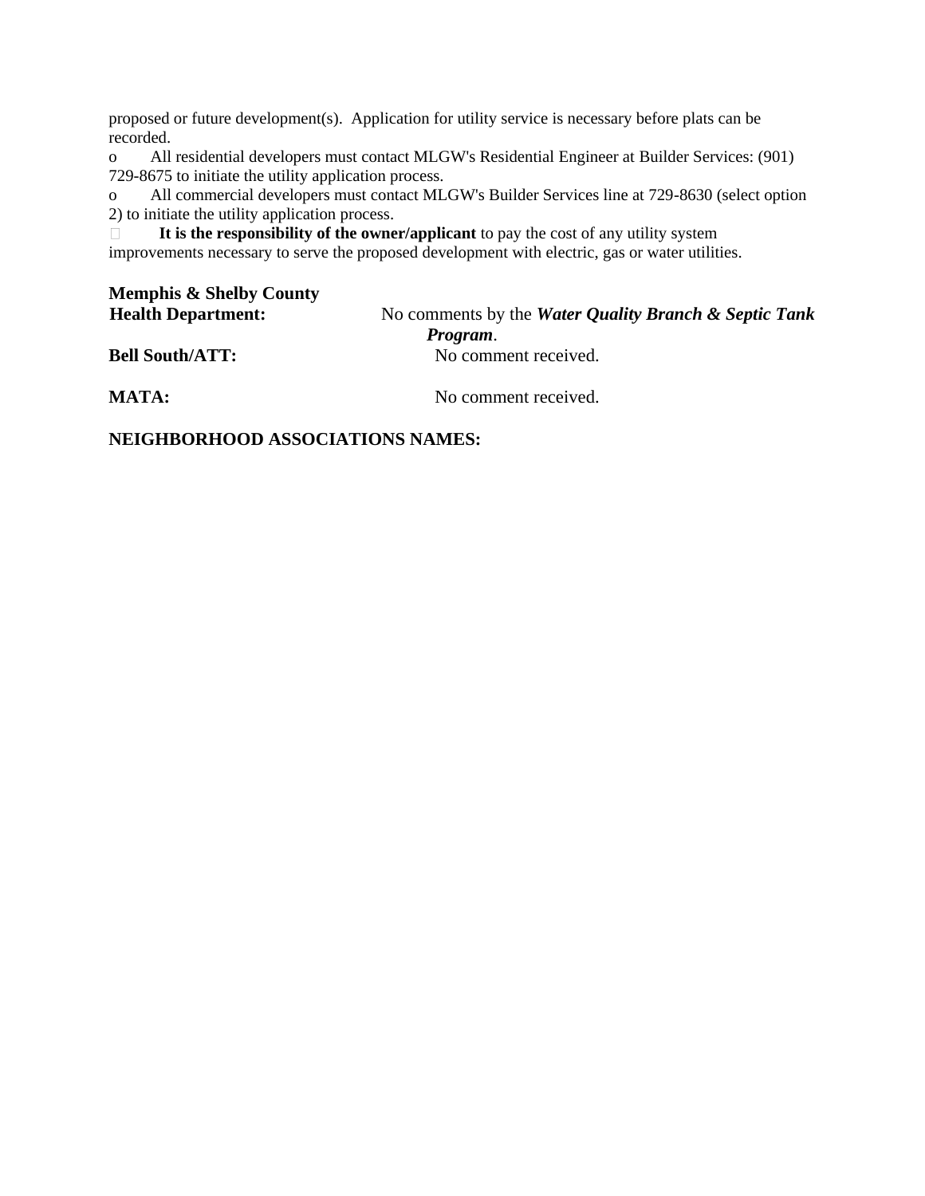proposed or future development(s). Application for utility service is necessary before plats can be recorded.

- o All residential developers must contact MLGW's Residential Engineer at Builder Services: (901) 729-8675 to initiate the utility application process.
- o All commercial developers must contact MLGW's Builder Services line at 729-8630 (select option 2) to initiate the utility application process.

- **It is the responsibility of the owner/applicant** to pay the cost of any utility system improvements necessary to serve the proposed development with electric, gas or water utilities.

**Memphis & Shelby County Health Department:** No comments by the ***Water Quality Branch & Septic Tank Program***.

**Bell South/ATT:** No comment received.

**MATA:** No comment received.

**NEIGHBORHOOD ASSOCIATIONS NAMES:**